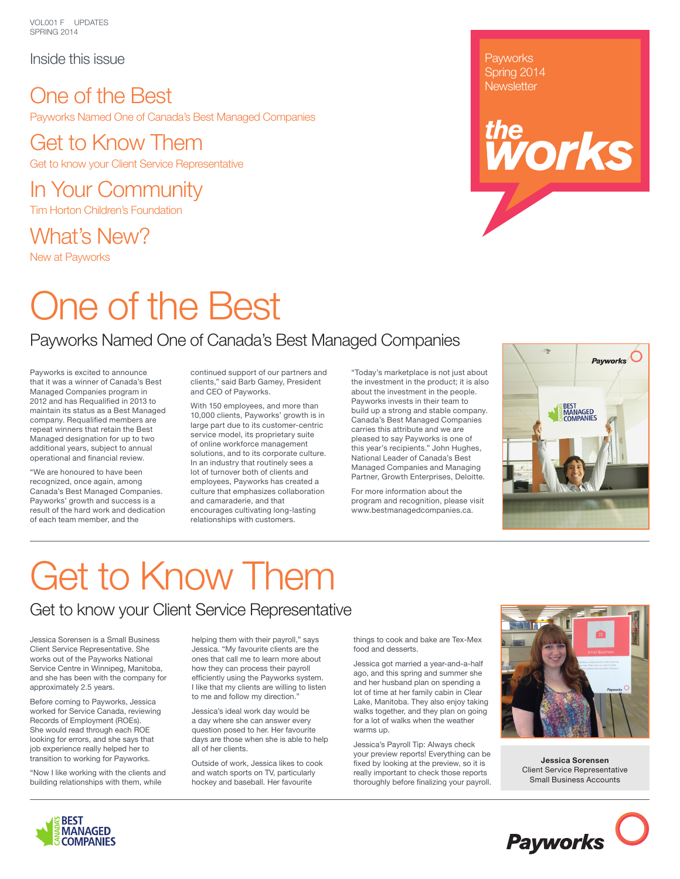VOL001 F UPDATES
SPRING 2014

Payworks
Spring 2014
Newsletter

**the works**

## Inside this issue

**One of the Best**
Payworks Named One of Canada's Best Managed Companies

**Get to Know Them**
Get to know your Client Service Representative

**In Your Community**
Tim Horton Children's Foundation

**What's New?**
New at Payworks

# One of the Best

## Payworks Named One of Canada's Best Managed Companies

Payworks is excited to announce that it was a winner of Canada's Best Managed Companies program in 2012 and has Requalified in 2013 to maintain its status as a Best Managed company. Requalified members are repeat winners that retain the Best Managed designation for up to two additional years, subject to annual operational and financial review.

"We are honoured to have been recognized, once again, among Canada's Best Managed Companies. Payworks' growth and success is a result of the hard work and dedication of each team member, and the continued support of our partners and clients," said Barb Gamey, President and CEO of Payworks.

With 150 employees, and more than 10,000 clients, Payworks' growth is in large part due to its customer-centric service model, its proprietary suite of online workforce management solutions, and to its corporate culture. In an industry that routinely sees a lot of turnover both of clients and employees, Payworks has created a culture that emphasizes collaboration and camaraderie, and that encourages cultivating long-lasting relationships with customers.

"Today's marketplace is not just about the investment in the product; it is also about the investment in the people. Payworks invests in their team to build up a strong and stable company. Canada's Best Managed Companies carries this attribute and we are pleased to say Payworks is one of this year's recipients." John Hughes, National Leader of Canada's Best Managed Companies and Managing Partner, Growth Enterprises, Deloitte.

For more information about the program and recognition, please visit www.bestmanagedcompanies.ca.

# Get to Know Them

## Get to know your Client Service Representative

Jessica Sorensen is a Small Business Client Service Representative. She works out of the Payworks National Service Centre in Winnipeg, Manitoba, and she has been with the company for approximately 2.5 years.

Before coming to Payworks, Jessica worked for Service Canada, reviewing Records of Employment (ROEs). She would read through each ROE looking for errors, and she says that job experience really helped her to transition to working for Payworks.

"Now I like working with the clients and building relationships with them, while helping them with their payroll," says Jessica. "My favourite clients are the ones that call me to learn more about how they can process their payroll efficiently using the Payworks system. I like that my clients are willing to listen to me and follow my direction."

Jessica's ideal work day would be a day where she can answer every question posed to her. Her favourite days are those when she is able to help all of her clients.

Outside of work, Jessica likes to cook and watch sports on TV, particularly hockey and baseball. Her favourite things to cook and bake are Tex-Mex food and desserts.

Jessica got married a year-and-a-half ago, and this spring and summer she and her husband plan on spending a lot of time at her family cabin in Clear Lake, Manitoba. They also enjoy taking walks together, and they plan on going for a lot of walks when the weather warms up.

Jessica's Payroll Tip: Always check your preview reports! Everything can be fixed by looking at the preview, so it is really important to check those reports thoroughly before finalizing your payroll.

**Jessica Sorensen**
Client Service Representative
Small Business Accounts

CANADA'S BEST MANAGED COMPANIES

Payworks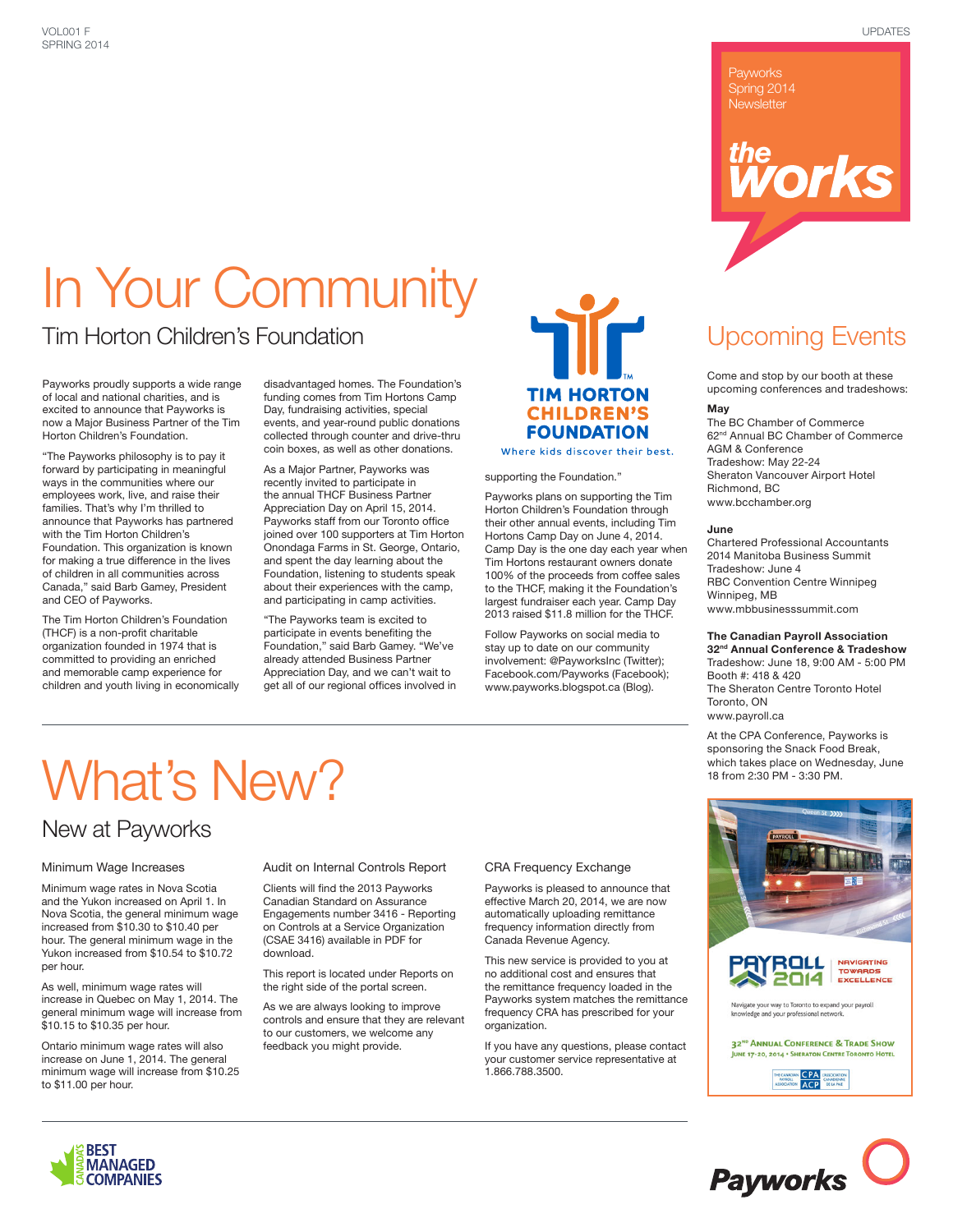VOL001 F
SPRING 2014

UPDATES

Payworks
Spring 2014
Newsletter

the works

# In Your Community

## Tim Horton Children's Foundation

Payworks proudly supports a wide range of local and national charities, and is excited to announce that Payworks is now a Major Business Partner of the Tim Horton Children's Foundation.

"The Payworks philosophy is to pay it forward by participating in meaningful ways in the communities where our employees work, live, and raise their families. That's why I'm thrilled to announce that Payworks has partnered with the Tim Horton Children's Foundation. This organization is known for making a true difference in the lives of children in all communities across Canada," said Barb Gamey, President and CEO of Payworks.

The Tim Horton Children's Foundation (THCF) is a non-profit charitable organization founded in 1974 that is committed to providing an enriched and memorable camp experience for children and youth living in economically disadvantaged homes. The Foundation's funding comes from Tim Hortons Camp Day, fundraising activities, special events, and year-round public donations collected through counter and drive-thru coin boxes, as well as other donations.

As a Major Partner, Payworks was recently invited to participate in the annual THCF Business Partner Appreciation Day on April 15, 2014. Payworks staff from our Toronto office joined over 100 supporters at Tim Horton Onondaga Farms in St. George, Ontario, and spent the day learning about the Foundation, listening to students speak about their experiences with the camp, and participating in camp activities.

"The Payworks team is excited to participate in events benefiting the Foundation," said Barb Gamey. "We've already attended Business Partner Appreciation Day, and we can't wait to get all of our regional offices involved in supporting the Foundation."

TIM HORTON CHILDREN'S FOUNDATION
Where kids discover their best.

Payworks plans on supporting the Tim Horton Children's Foundation through their other annual events, including Tim Hortons Camp Day on June 4, 2014. Camp Day is the one day each year when Tim Hortons restaurant owners donate 100% of the proceeds from coffee sales to the THCF, making it the Foundation's largest fundraiser each year. Camp Day 2013 raised $11.8 million for the THCF.

Follow Payworks on social media to stay up to date on our community involvement: @PayworksInc (Twitter); Facebook.com/Payworks (Facebook); www.payworks.blogspot.ca (Blog).

# Upcoming Events

Come and stop by our booth at these upcoming conferences and tradeshows:

**May**

The BC Chamber of Commerce
62nd Annual BC Chamber of Commerce AGM & Conference
Tradeshow: May 22-24
Sheraton Vancouver Airport Hotel
Richmond, BC
www.bcchamber.org

**June**

Chartered Professional Accountants 2014 Manitoba Business Summit
Tradeshow: June 4
RBC Convention Centre Winnipeg
Winnipeg, MB
www.mbbusinesssummit.com

**The Canadian Payroll Association**
**32nd Annual Conference & Tradeshow**
Tradeshow: June 18, 9:00 AM - 5:00 PM
Booth #: 418 & 420
The Sheraton Centre Toronto Hotel
Toronto, ON
www.payroll.ca

At the CPA Conference, Payworks is sponsoring the Snack Food Break, which takes place on Wednesday, June 18 from 2:30 PM - 3:30 PM.

PAYROLL 2014 — NAVIGATING TOWARDS EXCELLENCE

Navigate your way to Toronto to expand your payroll knowledge and your professional network.

32nd ANNUAL CONFERENCE & TRADE SHOW
JUNE 17-20, 2014 • SHERATON CENTRE TORONTO HOTEL

# What's New?

## New at Payworks

### Minimum Wage Increases

Minimum wage rates in Nova Scotia and the Yukon increased on April 1. In Nova Scotia, the general minimum wage increased from $10.30 to $10.40 per hour. The general minimum wage in the Yukon increased from $10.54 to $10.72 per hour.

As well, minimum wage rates will increase in Quebec on May 1, 2014. The general minimum wage will increase from $10.15 to $10.35 per hour.

Ontario minimum wage rates will also increase on June 1, 2014. The general minimum wage will increase from $10.25 to $11.00 per hour.

### Audit on Internal Controls Report

Clients will find the 2013 Payworks Canadian Standard on Assurance Engagements number 3416 - Reporting on Controls at a Service Organization (CSAE 3416) available in PDF for download.

This report is located under Reports on the right side of the portal screen.

As we are always looking to improve controls and ensure that they are relevant to our customers, we welcome any feedback you might provide.

### CRA Frequency Exchange

Payworks is pleased to announce that effective March 20, 2014, we are now automatically uploading remittance frequency information directly from Canada Revenue Agency.

This new service is provided to you at no additional cost and ensures that the remittance frequency loaded in the Payworks system matches the remittance frequency CRA has prescribed for your organization.

If you have any questions, please contact your customer service representative at 1.866.788.3500.

CANADA'S BEST MANAGED COMPANIES

Payworks